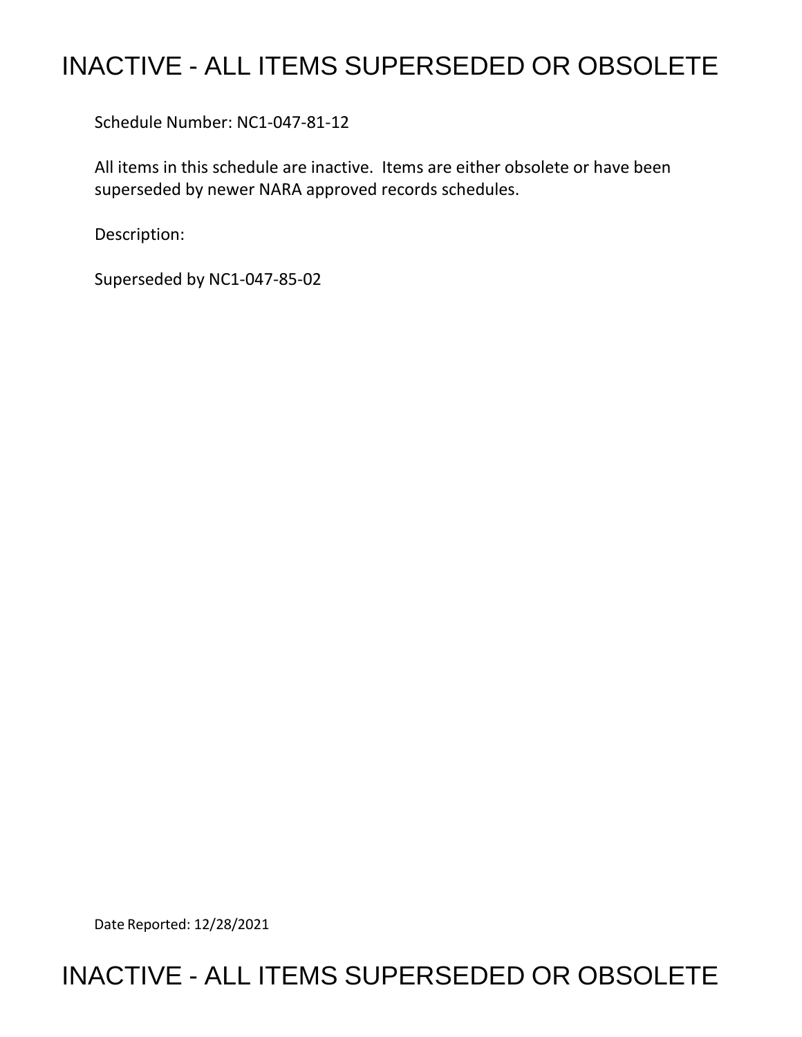# INACTIVE - ALL ITEMS SUPERSEDED OR OBSOLETE

Schedule Number: NC1-047-81-12

All items in this schedule are inactive. Items are either obsolete or have been superseded by newer NARA approved records schedules.

Description:

Superseded by NC1-047-85-02

Date Reported: 12/28/2021

# INACTIVE - ALL ITEMS SUPERSEDED OR OBSOLETE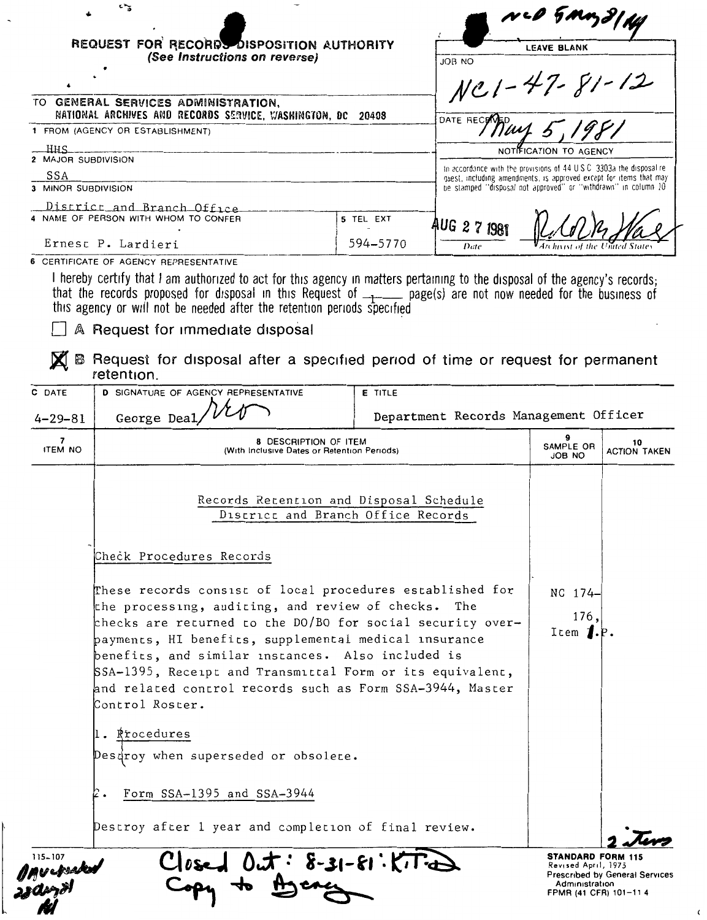NC1 5May81/ry

# REQUEST FOR RECORDS DISPOSITION AUTHORITY
*(See Instructions on reverse)*

| LEAVE BLANK |
|---|
| JOB NO NC1-47-81-12 |
| DATE RECEIVED May 5, 1981 |
| NOTIFICATION TO AGENCY |
| In accordance with the provisions of 44 U.S.C. 3303a the disposal request, including amendments, is approved except for items that may be stamped "disposal not approved" or "withdrawn" in column 10 |
| AUG 27 1981 — Date — Archivist of the United States |

TO GENERAL SERVICES ADMINISTRATION, NATIONAL ARCHIVES AND RECORDS SERVICE, WASHINGTON, DC 20408

1 FROM (AGENCY OR ESTABLISHMENT)
HHS

2 MAJOR SUBDIVISION
SSA

3 MINOR SUBDIVISION
District and Branch Office

4 NAME OF PERSON WITH WHOM TO CONFER
Ernest P. Lardieri

5 TEL EXT
594-5770

6 CERTIFICATE OF AGENCY REPRESENTATIVE

I hereby certify that I am authorized to act for this agency in matters pertaining to the disposal of the agency's records; that the records proposed for disposal in this Request of 1 page(s) are not now needed for the business of this agency or will not be needed after the retention periods specified

☐ A Request for immediate disposal

☒ B Request for disposal after a specified period of time or request for permanent retention.

| C DATE | D SIGNATURE OF AGENCY REPRESENTATIVE | E TITLE |
|---|---|---|
| 4-29-81 | George Deal | Department Records Management Officer |

| 7 ITEM NO | 8 DESCRIPTION OF ITEM (With Inclusive Dates or Retention Periods) | 9 SAMPLE OR JOB NO | 10 ACTION TAKEN |
|---|---|---|---|
| | Records Retention and Disposal Schedule<br>District and Branch Office Records | | |
| | Check Procedures Records<br><br>These records consist of local procedures established for the processing, auditing, and review of checks. The checks are returned to the DO/BO for social security overpayments, HI benefits, supplemental medical insurance benefits, and similar instances. Also included is SSA-1395, Receipt and Transmittal Form or its equivalent, and related control records such as Form SSA-3944, Master Control Roster. | NC 174-176, Item 1.P. | |
| | 1. Procedures<br><br>Destroy when superseded or obsolete. | | |
| | 2. Form SSA-1395 and SSA-3944<br><br>Destroy after 1 year and completion of final review. | | 2 items |

Closed Out: 8-31-81 : KTD
Copy to Agency

NARS approved 28 Aug 81

115-107

STANDARD FORM 115
Revised April, 1975
Prescribed by General Services Administration
FPMR (41 CFR) 101-11.4